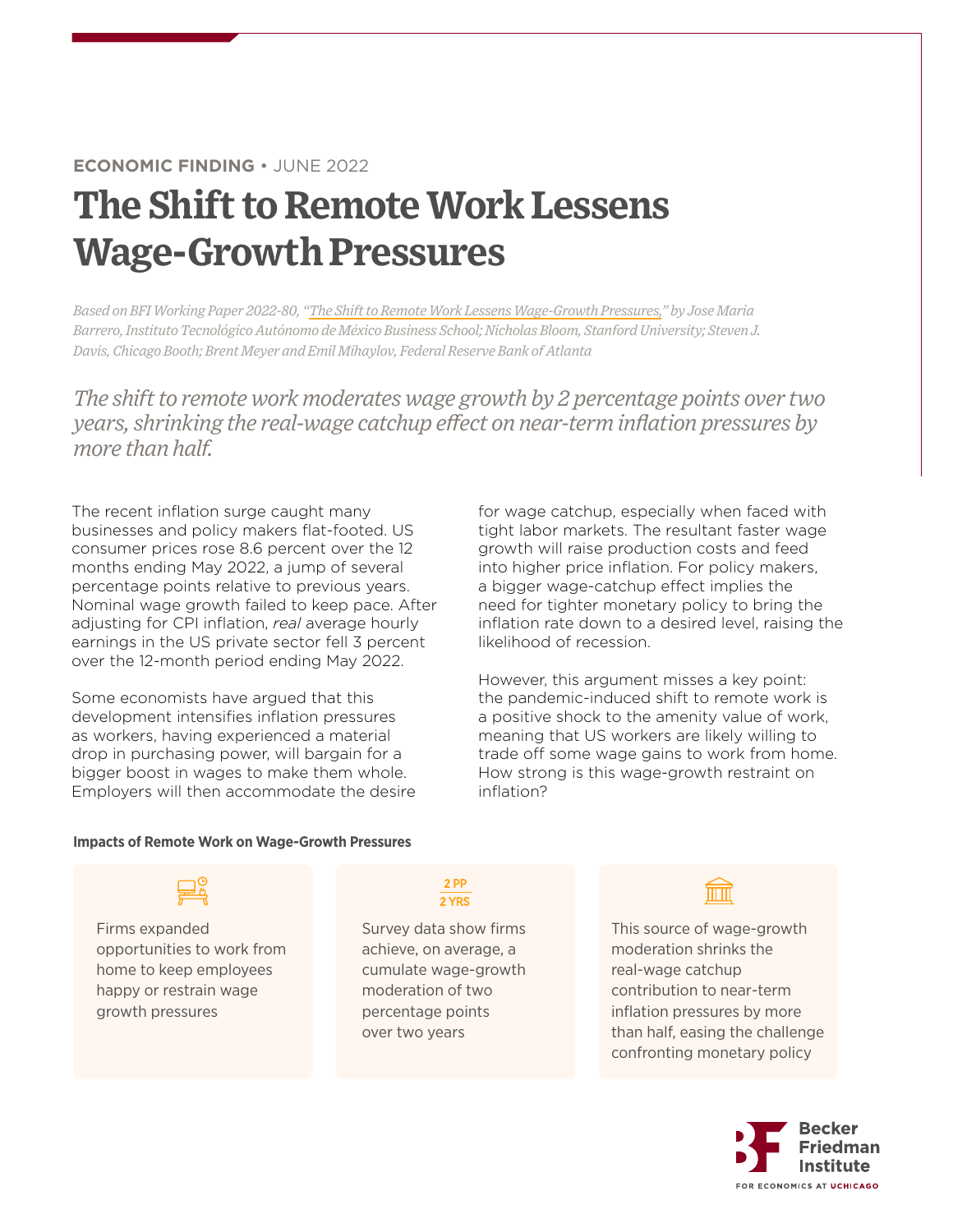**ECONOMIC FINDING** • JUNE 2022

# The Shift to Remote Work Lessens Wage-Growth Pressures

*Based on BFI Working Paper 2022-80, "The Shift to Remote Work Lessens Wage-Growth Pressures," by Jose Maria Barrero, Instituto Tecnológico Autónomo de México Business School; Nicholas Bloom, Stanford University; Steven J. Davis, Chicago Booth; Brent Meyer and Emil Mihaylov, Federal Reserve Bank of Atlanta*

*The shift to remote work moderates wage growth by 2 percentage points over two years, shrinking the real-wage catchup effect on near-term inflation pressures by more than half.*

The recent inflation surge caught many businesses and policy makers flat-footed. US consumer prices rose 8.6 percent over the 12 months ending May 2022, a jump of several percentage points relative to previous years. Nominal wage growth failed to keep pace. After adjusting for CPI inflation, *real* average hourly earnings in the US private sector fell 3 percent over the 12-month period ending May 2022.

Some economists have argued that this development intensifies inflation pressures as workers, having experienced a material drop in purchasing power, will bargain for a bigger boost in wages to make them whole. Employers will then accommodate the desire for wage catchup, especially when faced with tight labor markets. The resultant faster wage growth will raise production costs and feed into higher price inflation. For policy makers, a bigger wage-catchup effect implies the need for tighter monetary policy to bring the inflation rate down to a desired level, raising the likelihood of recession.

However, this argument misses a key point: the pandemic-induced shift to remote work is a positive shock to the amenity value of work, meaning that US workers are likely willing to trade off some wage gains to work from home. How strong is this wage-growth restraint on inflation?

**Impacts of Remote Work on Wage-Growth Pressures**

Firms expanded opportunities to work from home to keep employees happy or restrain wage growth pressures

**2 PP / 2 YRS**

Survey data show firms achieve, on average, a cumulate wage-growth moderation of two percentage points over two years

This source of wage-growth moderation shrinks the real-wage catchup contribution to near-term inflation pressures by more than half, easing the challenge confronting monetary policy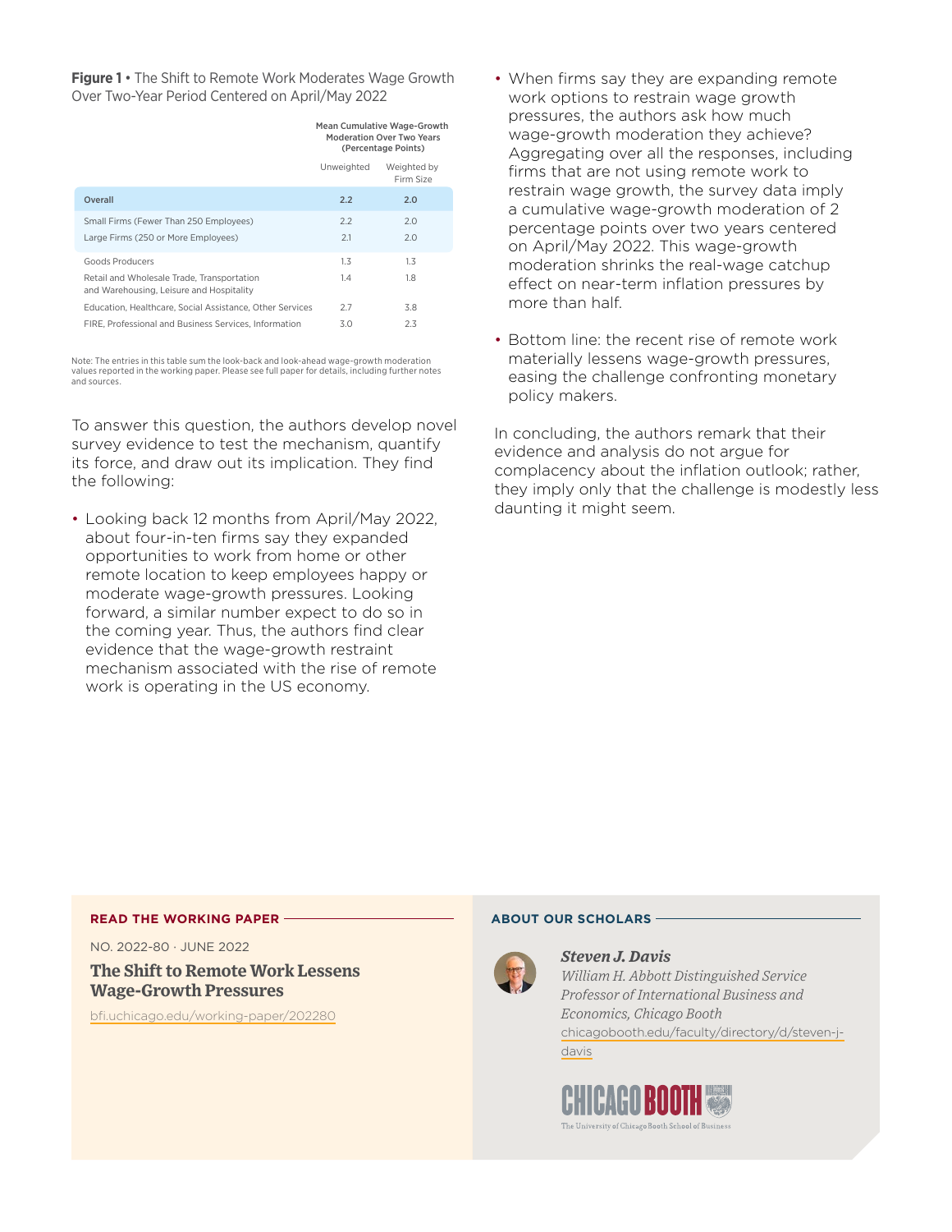**Figure 1** • The Shift to Remote Work Moderates Wage Growth Over Two-Year Period Centered on April/May 2022

| | Mean Cumulative Wage-Growth Moderation Over Two Years (Percentage Points) | |
|---|---|---|
| | Unweighted | Weighted by Firm Size |
| **Overall** | **2.2** | **2.0** |
| Small Firms (Fewer Than 250 Employees) | 2.2 | 2.0 |
| Large Firms (250 or More Employees) | 2.1 | 2.0 |
| Goods Producers | 1.3 | 1.3 |
| Retail and Wholesale Trade, Transportation and Warehousing, Leisure and Hospitality | 1.4 | 1.8 |
| Education, Healthcare, Social Assistance, Other Services | 2.7 | 3.8 |
| FIRE, Professional and Business Services, Information | 3.0 | 2.3 |

Note: The entries in this table sum the look-back and look-ahead wage-growth moderation values reported in the working paper. Please see full paper for details, including further notes and sources.

To answer this question, the authors develop novel survey evidence to test the mechanism, quantify its force, and draw out its implication. They find the following:

- Looking back 12 months from April/May 2022, about four-in-ten firms say they expanded opportunities to work from home or other remote location to keep employees happy or moderate wage-growth pressures. Looking forward, a similar number expect to do so in the coming year. Thus, the authors find clear evidence that the wage-growth restraint mechanism associated with the rise of remote work is operating in the US economy.
- When firms say they are expanding remote work options to restrain wage growth pressures, the authors ask how much wage-growth moderation they achieve? Aggregating over all the responses, including firms that are not using remote work to restrain wage growth, the survey data imply a cumulative wage-growth moderation of 2 percentage points over two years centered on April/May 2022. This wage-growth moderation shrinks the real-wage catchup effect on near-term inflation pressures by more than half.
- Bottom line: the recent rise of remote work materially lessens wage-growth pressures, easing the challenge confronting monetary policy makers.

In concluding, the authors remark that their evidence and analysis do not argue for complacency about the inflation outlook; rather, they imply only that the challenge is modestly less daunting it might seem.

**READ THE WORKING PAPER**

NO. 2022-80 · JUNE 2022

**The Shift to Remote Work Lessens Wage-Growth Pressures**

bfi.uchicago.edu/working-paper/202280

**ABOUT OUR SCHOLARS**

***Steven J. Davis***
*William H. Abbott Distinguished Service Professor of International Business and Economics, Chicago Booth*
chicagobooth.edu/faculty/directory/d/steven-j-davis

CHICAGO BOOTH
The University of Chicago Booth School of Business